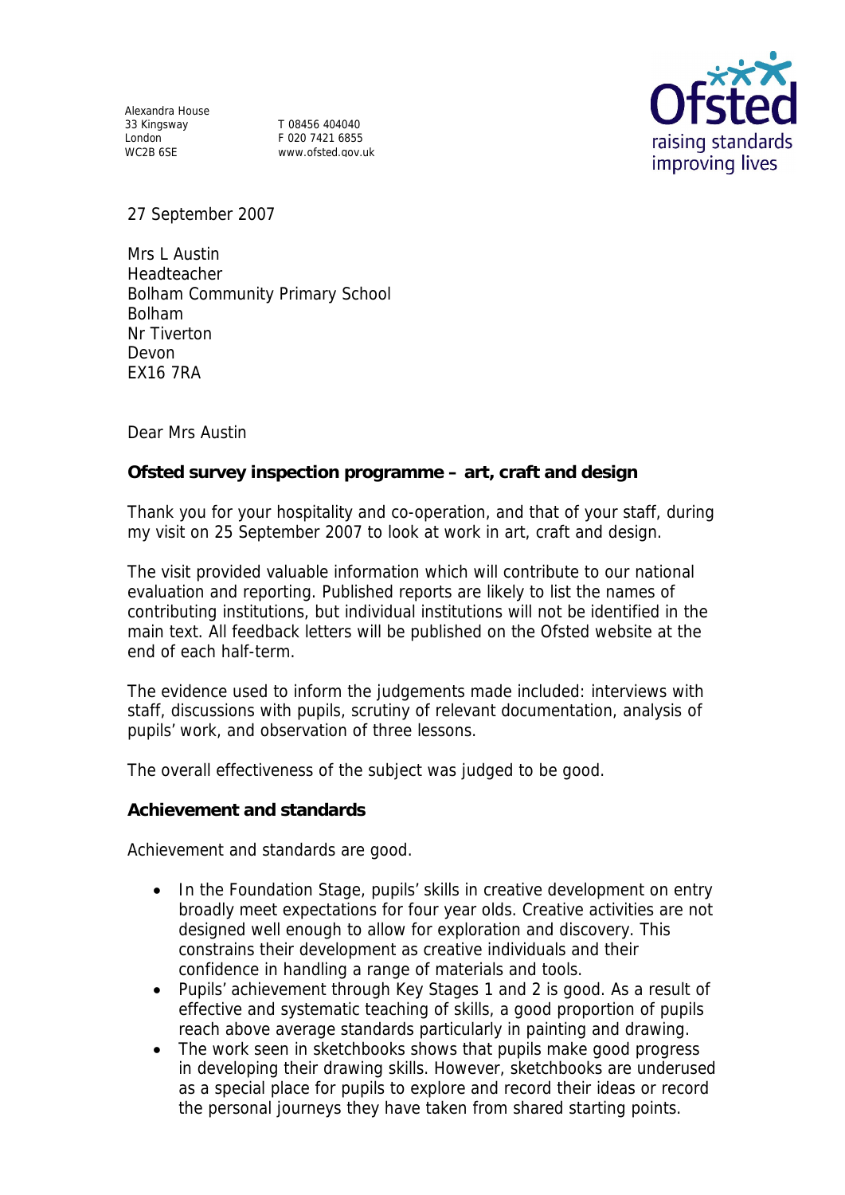Alexandra House
33 Kingsway
London
WC2B 6SE

T 08456 404040
F 020 7421 6855
www.ofsted.gov.uk

Ofsted
raising standards
improving lives

27 September 2007

Mrs L Austin
Headteacher
Bolham Community Primary School
Bolham
Nr Tiverton
Devon
EX16 7RA

Dear Mrs Austin

**Ofsted survey inspection programme – art, craft and design**

Thank you for your hospitality and co-operation, and that of your staff, during my visit on 25 September 2007 to look at work in art, craft and design.

The visit provided valuable information which will contribute to our national evaluation and reporting. Published reports are likely to list the names of contributing institutions, but individual institutions will not be identified in the main text. All feedback letters will be published on the Ofsted website at the end of each half-term.

The evidence used to inform the judgements made included: interviews with staff, discussions with pupils, scrutiny of relevant documentation, analysis of pupils' work, and observation of three lessons.

The overall effectiveness of the subject was judged to be good.

**Achievement and standards**

Achievement and standards are good.

- In the Foundation Stage, pupils' skills in creative development on entry broadly meet expectations for four year olds. Creative activities are not designed well enough to allow for exploration and discovery. This constrains their development as creative individuals and their confidence in handling a range of materials and tools.
- Pupils' achievement through Key Stages 1 and 2 is good. As a result of effective and systematic teaching of skills, a good proportion of pupils reach above average standards particularly in painting and drawing.
- The work seen in sketchbooks shows that pupils make good progress in developing their drawing skills. However, sketchbooks are underused as a special place for pupils to explore and record their ideas or record the personal journeys they have taken from shared starting points.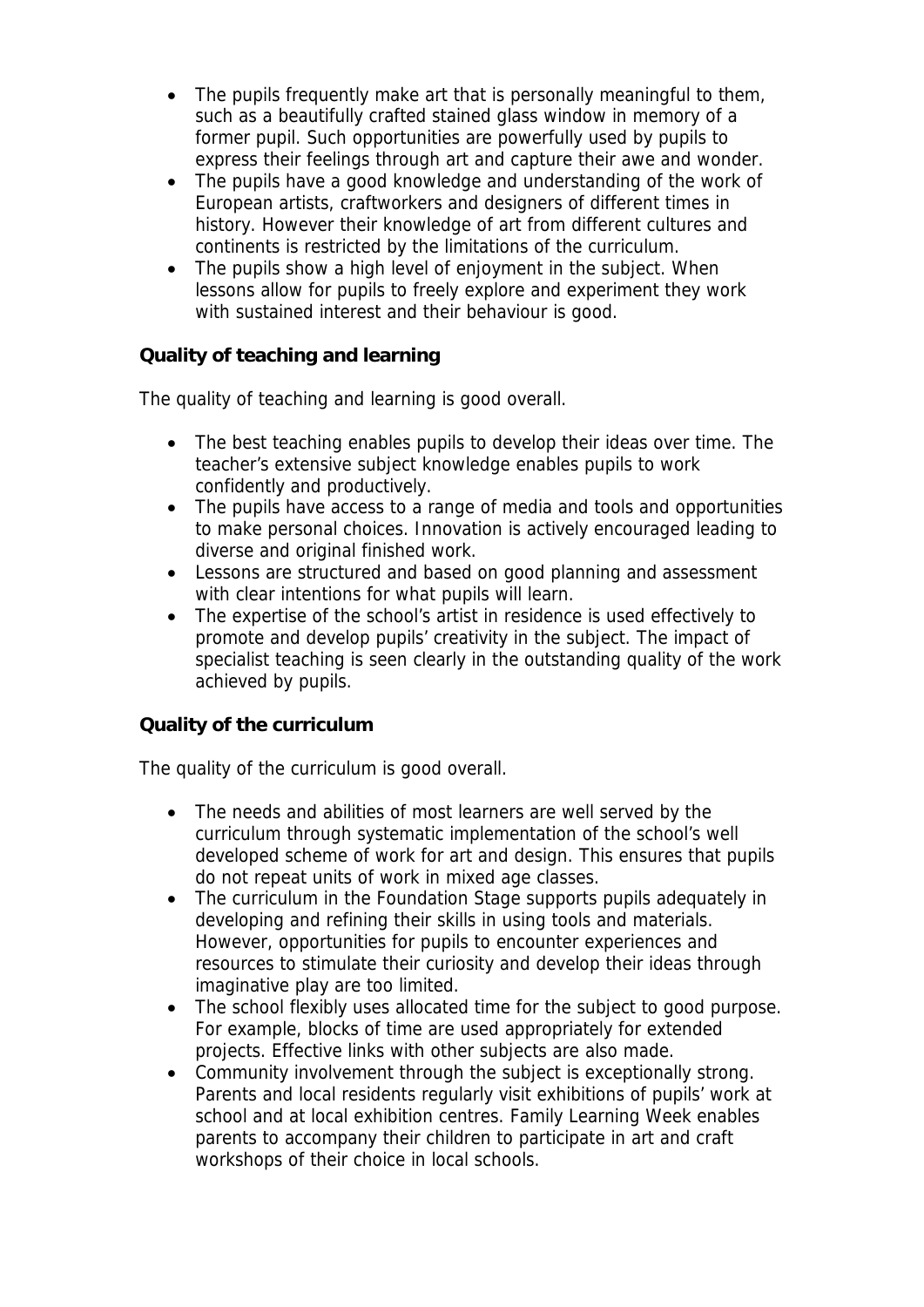- The pupils frequently make art that is personally meaningful to them, such as a beautifully crafted stained glass window in memory of a former pupil. Such opportunities are powerfully used by pupils to express their feelings through art and capture their awe and wonder.
- The pupils have a good knowledge and understanding of the work of European artists, craftworkers and designers of different times in history. However their knowledge of art from different cultures and continents is restricted by the limitations of the curriculum.
- The pupils show a high level of enjoyment in the subject. When lessons allow for pupils to freely explore and experiment they work with sustained interest and their behaviour is good.

**Quality of teaching and learning**

The quality of teaching and learning is good overall.

- The best teaching enables pupils to develop their ideas over time. The teacher's extensive subject knowledge enables pupils to work confidently and productively.
- The pupils have access to a range of media and tools and opportunities to make personal choices. Innovation is actively encouraged leading to diverse and original finished work.
- Lessons are structured and based on good planning and assessment with clear intentions for what pupils will learn.
- The expertise of the school's artist in residence is used effectively to promote and develop pupils' creativity in the subject. The impact of specialist teaching is seen clearly in the outstanding quality of the work achieved by pupils.

**Quality of the curriculum**

The quality of the curriculum is good overall.

- The needs and abilities of most learners are well served by the curriculum through systematic implementation of the school's well developed scheme of work for art and design. This ensures that pupils do not repeat units of work in mixed age classes.
- The curriculum in the Foundation Stage supports pupils adequately in developing and refining their skills in using tools and materials. However, opportunities for pupils to encounter experiences and resources to stimulate their curiosity and develop their ideas through imaginative play are too limited.
- The school flexibly uses allocated time for the subject to good purpose. For example, blocks of time are used appropriately for extended projects. Effective links with other subjects are also made.
- Community involvement through the subject is exceptionally strong. Parents and local residents regularly visit exhibitions of pupils' work at school and at local exhibition centres. Family Learning Week enables parents to accompany their children to participate in art and craft workshops of their choice in local schools.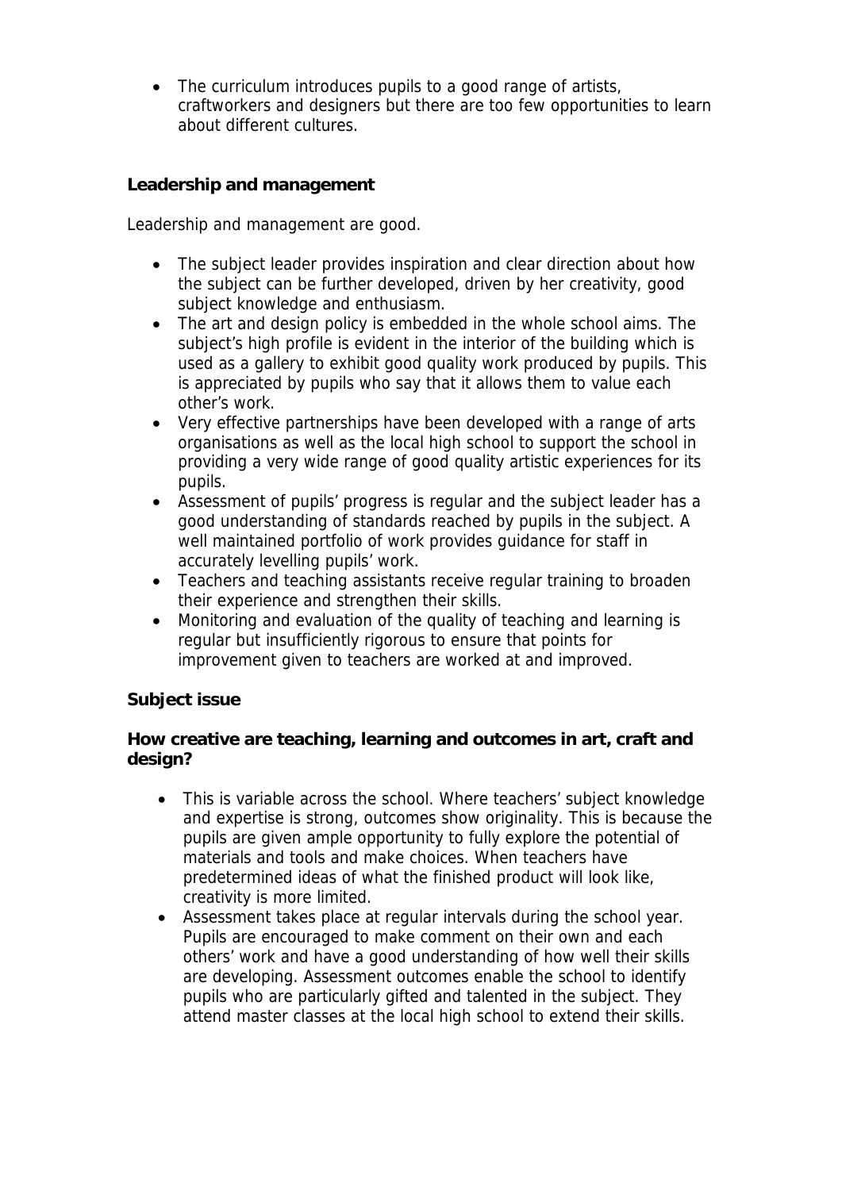- The curriculum introduces pupils to a good range of artists, craftworkers and designers but there are too few opportunities to learn about different cultures.

**Leadership and management**

Leadership and management are good.

- The subject leader provides inspiration and clear direction about how the subject can be further developed, driven by her creativity, good subject knowledge and enthusiasm.
- The art and design policy is embedded in the whole school aims. The subject's high profile is evident in the interior of the building which is used as a gallery to exhibit good quality work produced by pupils. This is appreciated by pupils who say that it allows them to value each other's work.
- Very effective partnerships have been developed with a range of arts organisations as well as the local high school to support the school in providing a very wide range of good quality artistic experiences for its pupils.
- Assessment of pupils' progress is regular and the subject leader has a good understanding of standards reached by pupils in the subject. A well maintained portfolio of work provides guidance for staff in accurately levelling pupils' work.
- Teachers and teaching assistants receive regular training to broaden their experience and strengthen their skills.
- Monitoring and evaluation of the quality of teaching and learning is regular but insufficiently rigorous to ensure that points for improvement given to teachers are worked at and improved.

**Subject issue**

**How creative are teaching, learning and outcomes in art, craft and design?**

- This is variable across the school. Where teachers' subject knowledge and expertise is strong, outcomes show originality. This is because the pupils are given ample opportunity to fully explore the potential of materials and tools and make choices. When teachers have predetermined ideas of what the finished product will look like, creativity is more limited.
- Assessment takes place at regular intervals during the school year. Pupils are encouraged to make comment on their own and each others' work and have a good understanding of how well their skills are developing. Assessment outcomes enable the school to identify pupils who are particularly gifted and talented in the subject. They attend master classes at the local high school to extend their skills.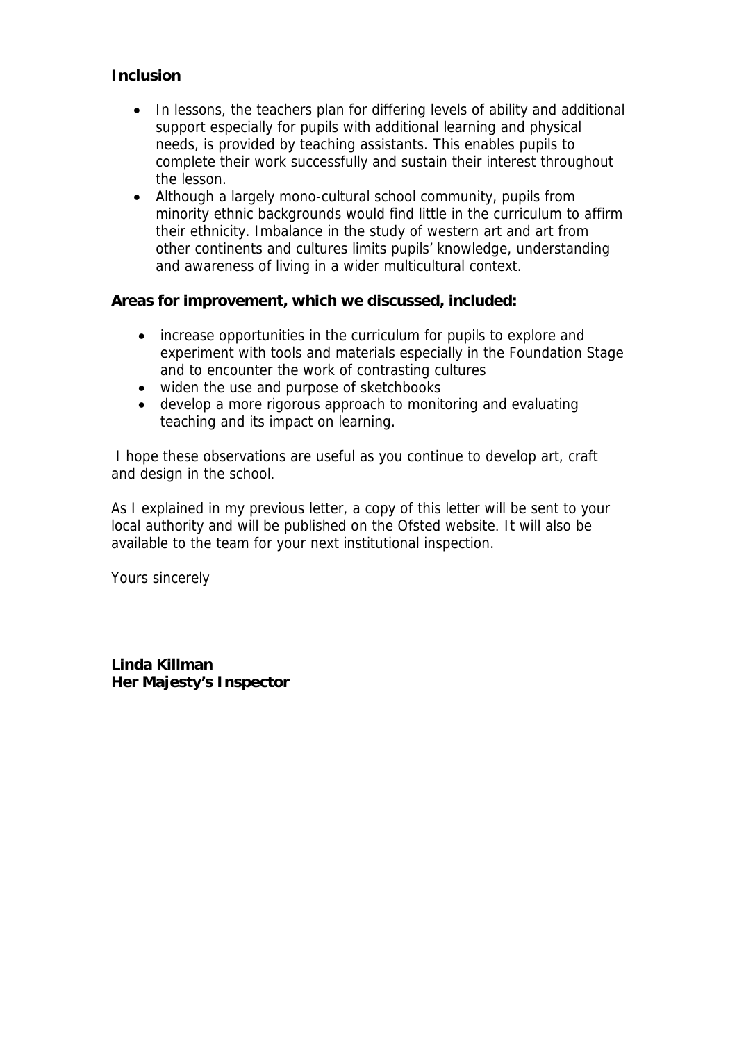**Inclusion**

- In lessons, the teachers plan for differing levels of ability and additional support especially for pupils with additional learning and physical needs, is provided by teaching assistants. This enables pupils to complete their work successfully and sustain their interest throughout the lesson.
- Although a largely mono-cultural school community, pupils from minority ethnic backgrounds would find little in the curriculum to affirm their ethnicity. Imbalance in the study of western art and art from other continents and cultures limits pupils' knowledge, understanding and awareness of living in a wider multicultural context.

**Areas for improvement, which we discussed, included:**

- increase opportunities in the curriculum for pupils to explore and experiment with tools and materials especially in the Foundation Stage and to encounter the work of contrasting cultures
- widen the use and purpose of sketchbooks
- develop a more rigorous approach to monitoring and evaluating teaching and its impact on learning.

I hope these observations are useful as you continue to develop art, craft and design in the school.

As I explained in my previous letter, a copy of this letter will be sent to your local authority and will be published on the Ofsted website. It will also be available to the team for your next institutional inspection.

Yours sincerely

**Linda Killman**
**Her Majesty's Inspector**